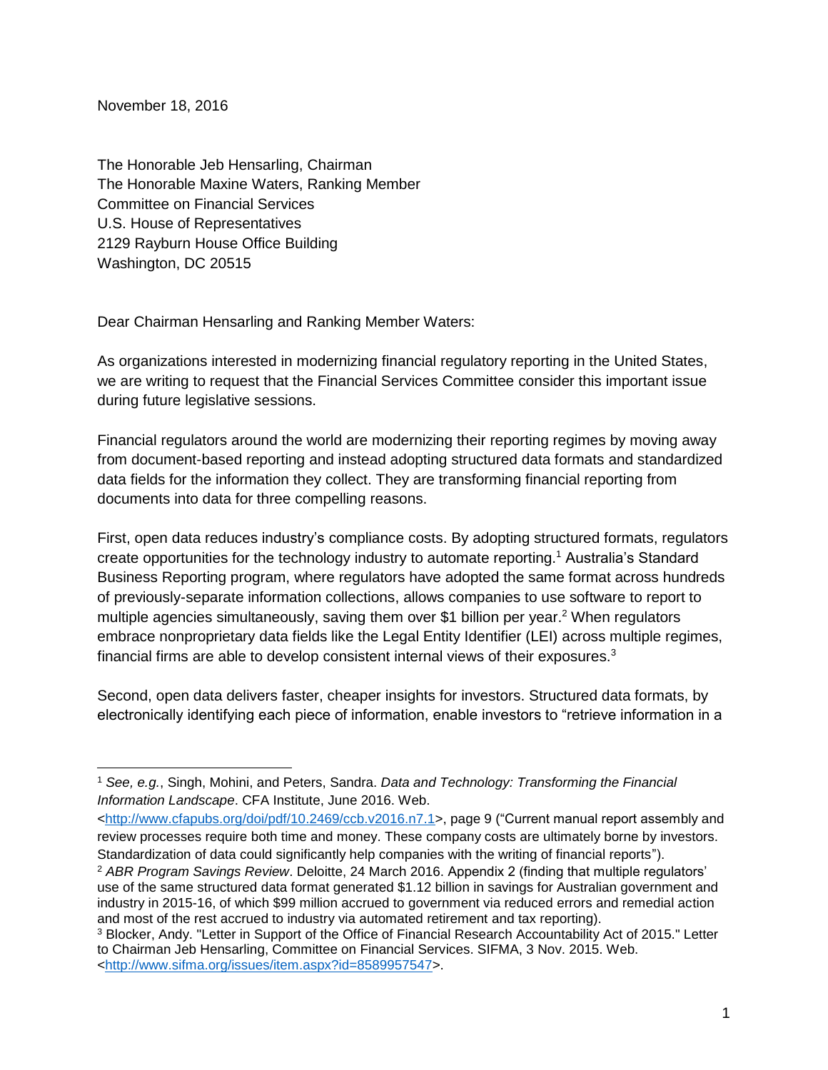November 18, 2016

The Honorable Jeb Hensarling, Chairman
The Honorable Maxine Waters, Ranking Member
Committee on Financial Services
U.S. House of Representatives
2129 Rayburn House Office Building
Washington, DC 20515

Dear Chairman Hensarling and Ranking Member Waters:

As organizations interested in modernizing financial regulatory reporting in the United States, we are writing to request that the Financial Services Committee consider this important issue during future legislative sessions.

Financial regulators around the world are modernizing their reporting regimes by moving away from document-based reporting and instead adopting structured data formats and standardized data fields for the information they collect. They are transforming financial reporting from documents into data for three compelling reasons.

First, open data reduces industry's compliance costs. By adopting structured formats, regulators create opportunities for the technology industry to automate reporting.[1] Australia's Standard Business Reporting program, where regulators have adopted the same format across hundreds of previously-separate information collections, allows companies to use software to report to multiple agencies simultaneously, saving them over $1 billion per year.[2] When regulators embrace nonproprietary data fields like the Legal Entity Identifier (LEI) across multiple regimes, financial firms are able to develop consistent internal views of their exposures.[3]

Second, open data delivers faster, cheaper insights for investors. Structured data formats, by electronically identifying each piece of information, enable investors to "retrieve information in a

---

[1] *See, e.g.*, Singh, Mohini, and Peters, Sandra. *Data and Technology: Transforming the Financial Information Landscape*. CFA Institute, June 2016. Web. <http://www.cfapubs.org/doi/pdf/10.2469/ccb.v2016.n7.1>, page 9 ("Current manual report assembly and review processes require both time and money. These company costs are ultimately borne by investors. Standardization of data could significantly help companies with the writing of financial reports").

[2] *ABR Program Savings Review*. Deloitte, 24 March 2016. Appendix 2 (finding that multiple regulators' use of the same structured data format generated $1.12 billion in savings for Australian government and industry in 2015-16, of which $99 million accrued to government via reduced errors and remedial action and most of the rest accrued to industry via automated retirement and tax reporting).

[3] Blocker, Andy. "Letter in Support of the Office of Financial Research Accountability Act of 2015." Letter to Chairman Jeb Hensarling, Committee on Financial Services. SIFMA, 3 Nov. 2015. Web. <http://www.sifma.org/issues/item.aspx?id=8589957547>.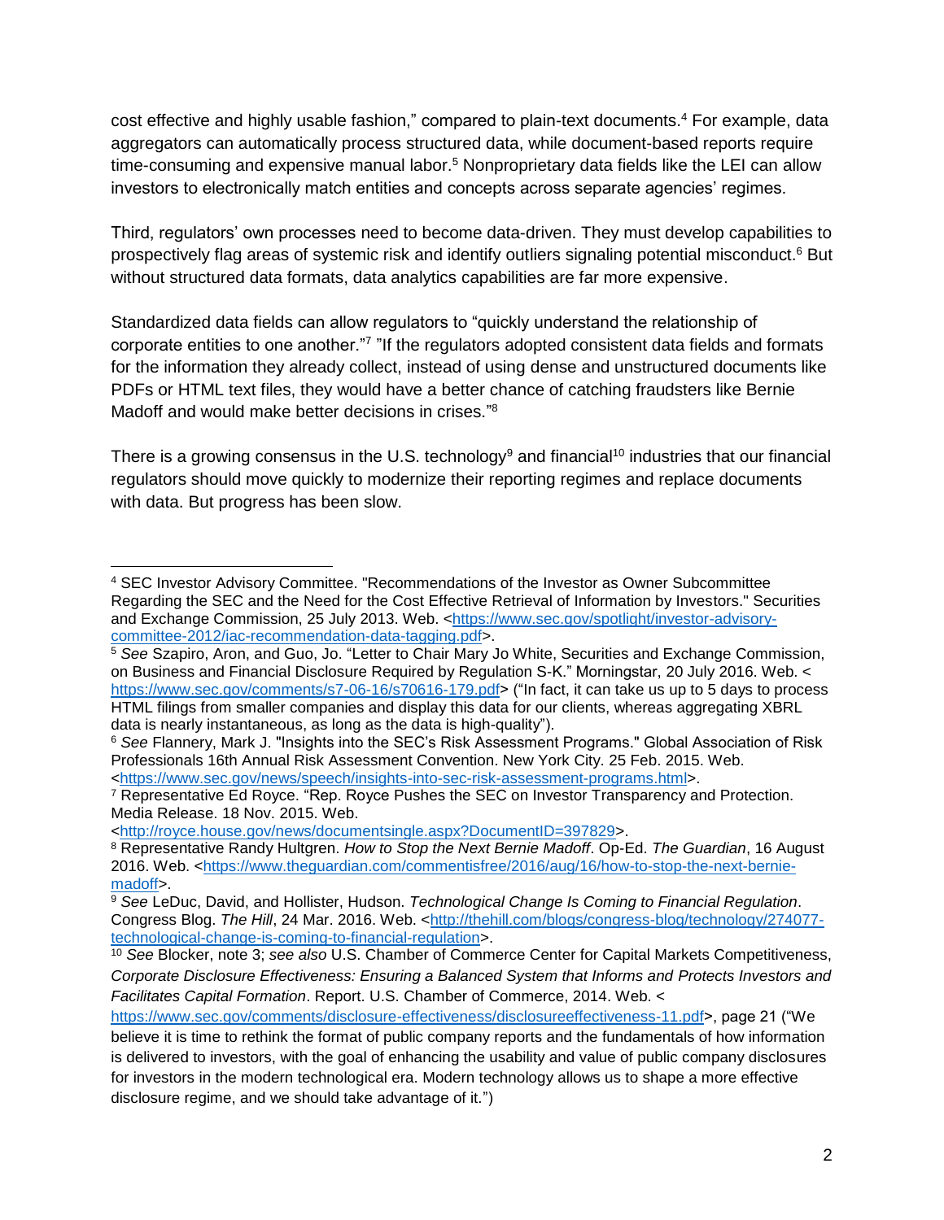cost effective and highly usable fashion," compared to plain-text documents.[4] For example, data aggregators can automatically process structured data, while document-based reports require time-consuming and expensive manual labor.[5] Nonproprietary data fields like the LEI can allow investors to electronically match entities and concepts across separate agencies' regimes.

Third, regulators' own processes need to become data-driven. They must develop capabilities to prospectively flag areas of systemic risk and identify outliers signaling potential misconduct.[6] But without structured data formats, data analytics capabilities are far more expensive.

Standardized data fields can allow regulators to "quickly understand the relationship of corporate entities to one another."[7] "If the regulators adopted consistent data fields and formats for the information they already collect, instead of using dense and unstructured documents like PDFs or HTML text files, they would have a better chance of catching fraudsters like Bernie Madoff and would make better decisions in crises."[8]

There is a growing consensus in the U.S. technology[9] and financial[10] industries that our financial regulators should move quickly to modernize their reporting regimes and replace documents with data. But progress has been slow.

---

[4] SEC Investor Advisory Committee. "Recommendations of the Investor as Owner Subcommittee Regarding the SEC and the Need for the Cost Effective Retrieval of Information by Investors." Securities and Exchange Commission, 25 July 2013. Web. <https://www.sec.gov/spotlight/investor-advisory-committee-2012/iac-recommendation-data-tagging.pdf>.

[5] *See* Szapiro, Aron, and Guo, Jo. "Letter to Chair Mary Jo White, Securities and Exchange Commission, on Business and Financial Disclosure Required by Regulation S-K." Morningstar, 20 July 2016. Web. < https://www.sec.gov/comments/s7-06-16/s70616-179.pdf> ("In fact, it can take us up to 5 days to process HTML filings from smaller companies and display this data for our clients, whereas aggregating XBRL data is nearly instantaneous, as long as the data is high-quality").

[6] *See* Flannery, Mark J. "Insights into the SEC's Risk Assessment Programs." Global Association of Risk Professionals 16th Annual Risk Assessment Convention. New York City. 25 Feb. 2015. Web. <https://www.sec.gov/news/speech/insights-into-sec-risk-assessment-programs.html>.

[7] Representative Ed Royce. "Rep. Royce Pushes the SEC on Investor Transparency and Protection. Media Release. 18 Nov. 2015. Web. <http://royce.house.gov/news/documentsingle.aspx?DocumentID=397829>.

[8] Representative Randy Hultgren. *How to Stop the Next Bernie Madoff*. Op-Ed. *The Guardian*, 16 August 2016. Web. <https://www.theguardian.com/commentisfree/2016/aug/16/how-to-stop-the-next-bernie-madoff>.

[9] *See* LeDuc, David, and Hollister, Hudson. *Technological Change Is Coming to Financial Regulation*. Congress Blog. *The Hill*, 24 Mar. 2016. Web. <http://thehill.com/blogs/congress-blog/technology/274077-technological-change-is-coming-to-financial-regulation>.

[10] *See* Blocker, note 3; *see also* U.S. Chamber of Commerce Center for Capital Markets Competitiveness, *Corporate Disclosure Effectiveness: Ensuring a Balanced System that Informs and Protects Investors and Facilitates Capital Formation*. Report. U.S. Chamber of Commerce, 2014. Web. < https://www.sec.gov/comments/disclosure-effectiveness/disclosureeffectiveness-11.pdf>, page 21 ("We believe it is time to rethink the format of public company reports and the fundamentals of how information is delivered to investors, with the goal of enhancing the usability and value of public company disclosures for investors in the modern technological era. Modern technology allows us to shape a more effective disclosure regime, and we should take advantage of it.")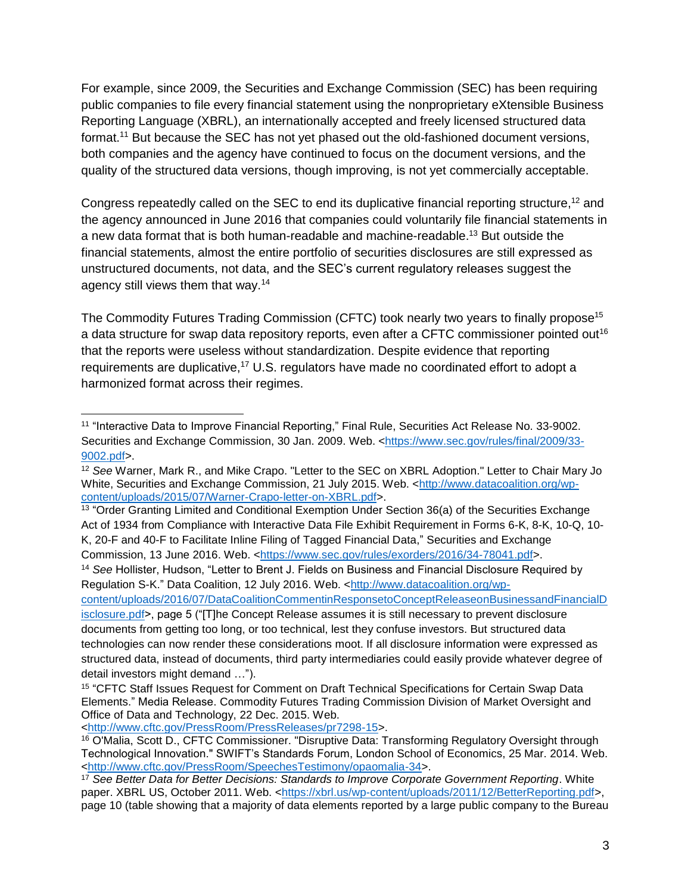For example, since 2009, the Securities and Exchange Commission (SEC) has been requiring public companies to file every financial statement using the nonproprietary eXtensible Business Reporting Language (XBRL), an internationally accepted and freely licensed structured data format.[11] But because the SEC has not yet phased out the old-fashioned document versions, both companies and the agency have continued to focus on the document versions, and the quality of the structured data versions, though improving, is not yet commercially acceptable.

Congress repeatedly called on the SEC to end its duplicative financial reporting structure,[12] and the agency announced in June 2016 that companies could voluntarily file financial statements in a new data format that is both human-readable and machine-readable.[13] But outside the financial statements, almost the entire portfolio of securities disclosures are still expressed as unstructured documents, not data, and the SEC's current regulatory releases suggest the agency still views them that way.[14]

The Commodity Futures Trading Commission (CFTC) took nearly two years to finally propose[15] a data structure for swap data repository reports, even after a CFTC commissioner pointed out[16] that the reports were useless without standardization. Despite evidence that reporting requirements are duplicative,[17] U.S. regulators have made no coordinated effort to adopt a harmonized format across their regimes.

---

[11] "Interactive Data to Improve Financial Reporting," Final Rule, Securities Act Release No. 33-9002. Securities and Exchange Commission, 30 Jan. 2009. Web. <https://www.sec.gov/rules/final/2009/33-9002.pdf>.

[12] *See* Warner, Mark R., and Mike Crapo. "Letter to the SEC on XBRL Adoption." Letter to Chair Mary Jo White, Securities and Exchange Commission, 21 July 2015. Web. <http://www.datacoalition.org/wp-content/uploads/2015/07/Warner-Crapo-letter-on-XBRL.pdf>.

[13] "Order Granting Limited and Conditional Exemption Under Section 36(a) of the Securities Exchange Act of 1934 from Compliance with Interactive Data File Exhibit Requirement in Forms 6-K, 8-K, 10-Q, 10-K, 20-F and 40-F to Facilitate Inline Filing of Tagged Financial Data," Securities and Exchange Commission, 13 June 2016. Web. <https://www.sec.gov/rules/exorders/2016/34-78041.pdf>.

[14] *See* Hollister, Hudson, "Letter to Brent J. Fields on Business and Financial Disclosure Required by Regulation S-K." Data Coalition, 12 July 2016. Web. <http://www.datacoalition.org/wp-content/uploads/2016/07/DataCoalitionCommentinResponsetoConceptReleaseonBusinessandFinancialDisclosure.pdf>, page 5 ("[T]he Concept Release assumes it is still necessary to prevent disclosure documents from getting too long, or too technical, lest they confuse investors. But structured data technologies can now render these considerations moot. If all disclosure information were expressed as structured data, instead of documents, third party intermediaries could easily provide whatever degree of detail investors might demand …").

[15] "CFTC Staff Issues Request for Comment on Draft Technical Specifications for Certain Swap Data Elements." Media Release. Commodity Futures Trading Commission Division of Market Oversight and Office of Data and Technology, 22 Dec. 2015. Web. <http://www.cftc.gov/PressRoom/PressReleases/pr7298-15>.

[16] O'Malia, Scott D., CFTC Commissioner. "Disruptive Data: Transforming Regulatory Oversight through Technological Innovation." SWIFT's Standards Forum, London School of Economics, 25 Mar. 2014. Web. <http://www.cftc.gov/PressRoom/SpeechesTestimony/opaomalia-34>.

[17] *See Better Data for Better Decisions: Standards to Improve Corporate Government Reporting*. White paper. XBRL US, October 2011. Web. <https://xbrl.us/wp-content/uploads/2011/12/BetterReporting.pdf>, page 10 (table showing that a majority of data elements reported by a large public company to the Bureau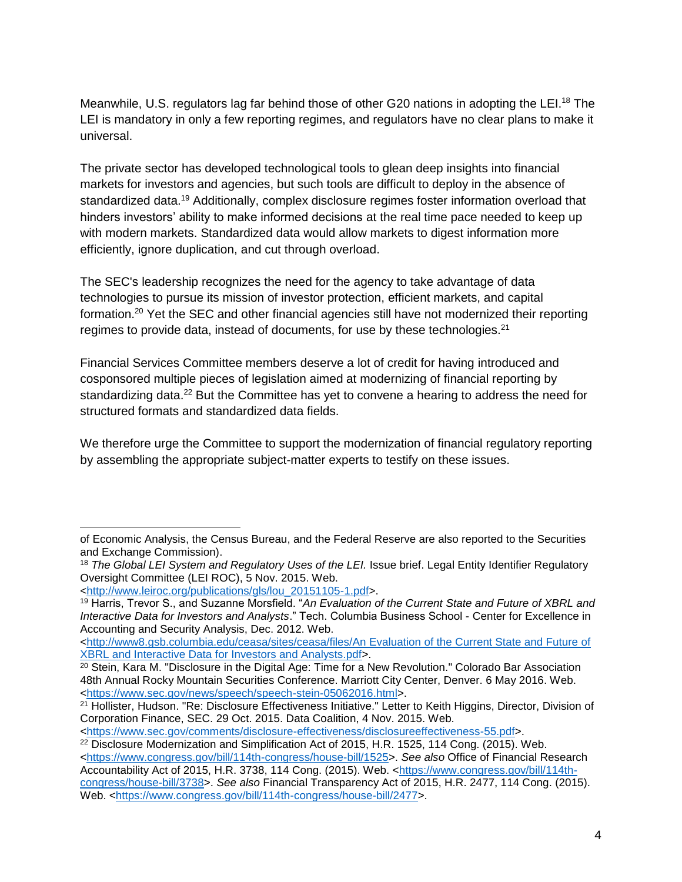Meanwhile, U.S. regulators lag far behind those of other G20 nations in adopting the LEI.[18] The LEI is mandatory in only a few reporting regimes, and regulators have no clear plans to make it universal.

The private sector has developed technological tools to glean deep insights into financial markets for investors and agencies, but such tools are difficult to deploy in the absence of standardized data.[19] Additionally, complex disclosure regimes foster information overload that hinders investors' ability to make informed decisions at the real time pace needed to keep up with modern markets. Standardized data would allow markets to digest information more efficiently, ignore duplication, and cut through overload.

The SEC's leadership recognizes the need for the agency to take advantage of data technologies to pursue its mission of investor protection, efficient markets, and capital formation.[20] Yet the SEC and other financial agencies still have not modernized their reporting regimes to provide data, instead of documents, for use by these technologies.[21]

Financial Services Committee members deserve a lot of credit for having introduced and cosponsored multiple pieces of legislation aimed at modernizing of financial reporting by standardizing data.[22] But the Committee has yet to convene a hearing to address the need for structured formats and standardized data fields.

We therefore urge the Committee to support the modernization of financial regulatory reporting by assembling the appropriate subject-matter experts to testify on these issues.

---

of Economic Analysis, the Census Bureau, and the Federal Reserve are also reported to the Securities and Exchange Commission).

[18] *The Global LEI System and Regulatory Uses of the LEI.* Issue brief. Legal Entity Identifier Regulatory Oversight Committee (LEI ROC), 5 Nov. 2015. Web. <http://www.leiroc.org/publications/gls/lou_20151105-1.pdf>.

[19] Harris, Trevor S., and Suzanne Morsfield. "*An Evaluation of the Current State and Future of XBRL and Interactive Data for Investors and Analysts*." Tech. Columbia Business School - Center for Excellence in Accounting and Security Analysis, Dec. 2012. Web. <http://www8.gsb.columbia.edu/ceasa/sites/ceasa/files/An Evaluation of the Current State and Future of XBRL and Interactive Data for Investors and Analysts.pdf>.

[20] Stein, Kara M. "Disclosure in the Digital Age: Time for a New Revolution." Colorado Bar Association 48th Annual Rocky Mountain Securities Conference. Marriott City Center, Denver. 6 May 2016. Web. <https://www.sec.gov/news/speech/speech-stein-05062016.html>.

[21] Hollister, Hudson. "Re: Disclosure Effectiveness Initiative." Letter to Keith Higgins, Director, Division of Corporation Finance, SEC. 29 Oct. 2015. Data Coalition, 4 Nov. 2015. Web. <https://www.sec.gov/comments/disclosure-effectiveness/disclosureeffectiveness-55.pdf>.

[22] Disclosure Modernization and Simplification Act of 2015, H.R. 1525, 114 Cong. (2015). Web. <https://www.congress.gov/bill/114th-congress/house-bill/1525>. *See also* Office of Financial Research Accountability Act of 2015, H.R. 3738, 114 Cong. (2015). Web. <https://www.congress.gov/bill/114th-congress/house-bill/3738>. *See also* Financial Transparency Act of 2015, H.R. 2477, 114 Cong. (2015). Web. <https://www.congress.gov/bill/114th-congress/house-bill/2477>.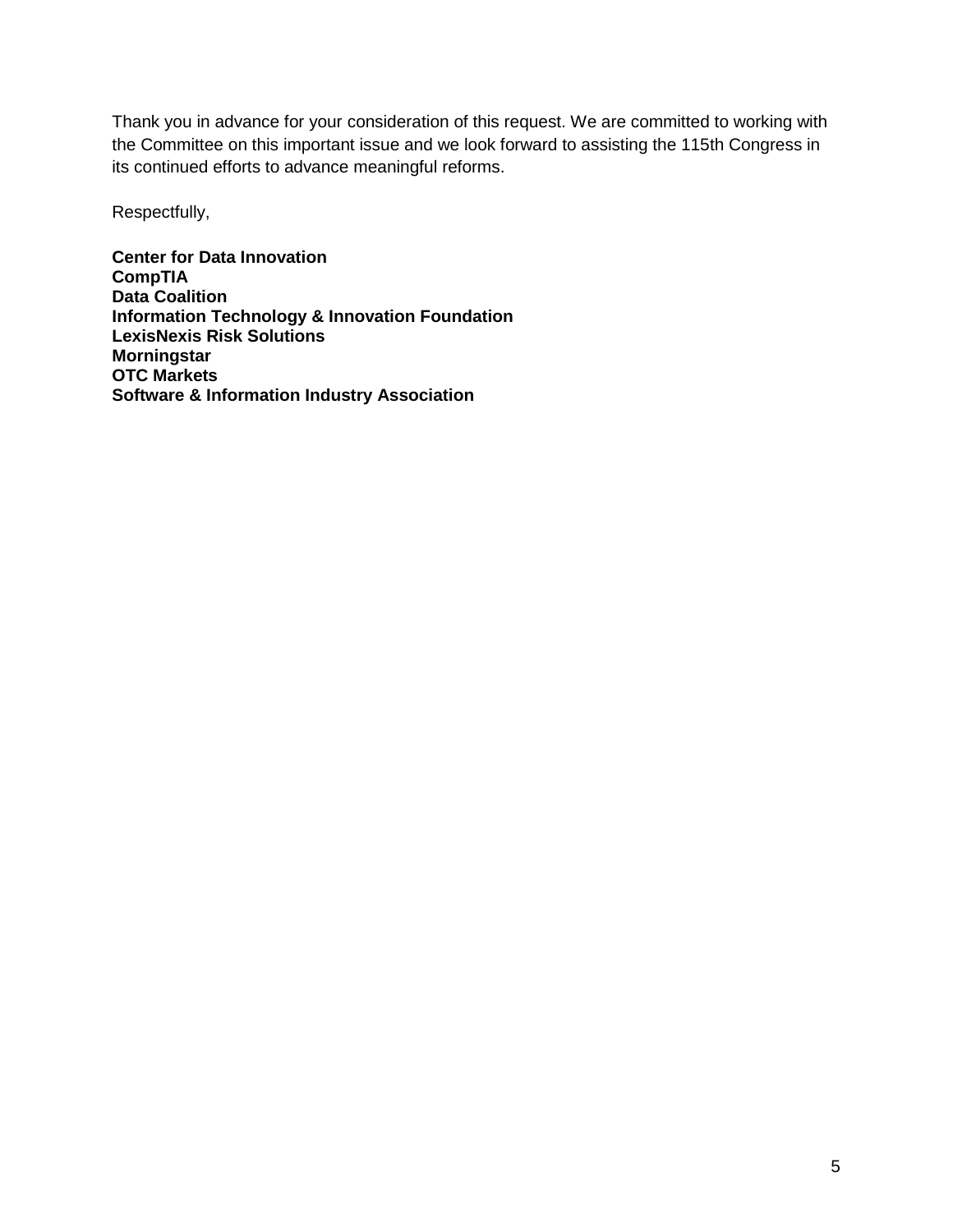Thank you in advance for your consideration of this request. We are committed to working with the Committee on this important issue and we look forward to assisting the 115th Congress in its continued efforts to advance meaningful reforms.

Respectfully,

**Center for Data Innovation**
**CompTIA**
**Data Coalition**
**Information Technology & Innovation Foundation**
**LexisNexis Risk Solutions**
**Morningstar**
**OTC Markets**
**Software & Information Industry Association**